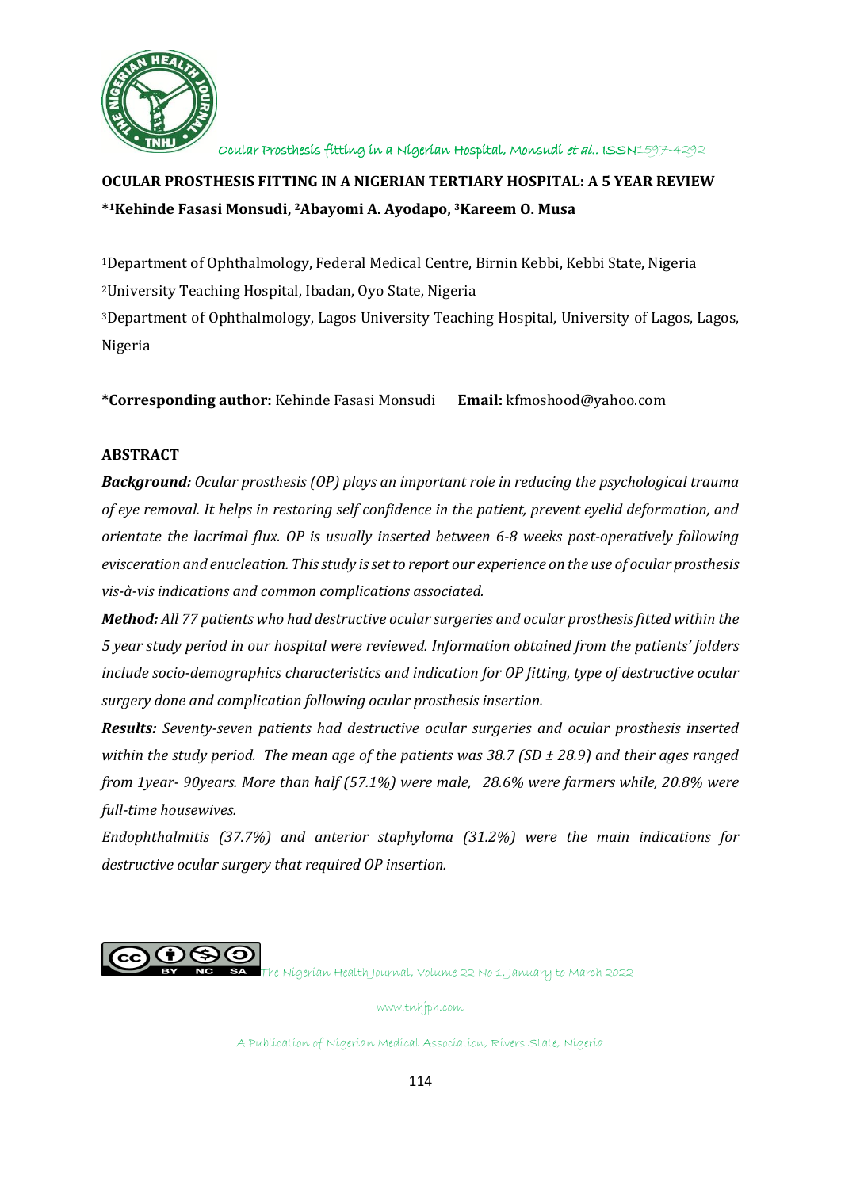# OCULAR PROSTHESIS FITTING IN A NIGERIAN TERTIARY HOSPITAL: A 5 YEAR REVIEW

**\*[1]Kehinde Fasasi Monsudi, [2]Abayomi A. Ayodapo, [3]Kareem O. Musa**

[1]Department of Ophthalmology, Federal Medical Centre, Birnin Kebbi, Kebbi State, Nigeria
[2]University Teaching Hospital, Ibadan, Oyo State, Nigeria
[3]Department of Ophthalmology, Lagos University Teaching Hospital, University of Lagos, Lagos, Nigeria

**\*Corresponding author:** Kehinde Fasasi Monsudi **Email:** kfmoshood@yahoo.com

## ABSTRACT

***Background:*** *Ocular prosthesis (OP) plays an important role in reducing the psychological trauma of eye removal. It helps in restoring self confidence in the patient, prevent eyelid deformation, and orientate the lacrimal flux. OP is usually inserted between 6-8 weeks post-operatively following evisceration and enucleation. This study is set to report our experience on the use of ocular prosthesis vis-à-vis indications and common complications associated.*

***Method:*** *All 77 patients who had destructive ocular surgeries and ocular prosthesis fitted within the 5 year study period in our hospital were reviewed. Information obtained from the patients' folders include socio-demographics characteristics and indication for OP fitting, type of destructive ocular surgery done and complication following ocular prosthesis insertion.*

***Results:*** *Seventy-seven patients had destructive ocular surgeries and ocular prosthesis inserted within the study period. The mean age of the patients was 38.7 (SD ± 28.9) and their ages ranged from 1year- 90years. More than half (57.1%) were male, 28.6% were farmers while, 20.8% were full-time housewives.*

*Endophthalmitis (37.7%) and anterior staphyloma (31.2%) were the main indications for destructive ocular surgery that required OP insertion.*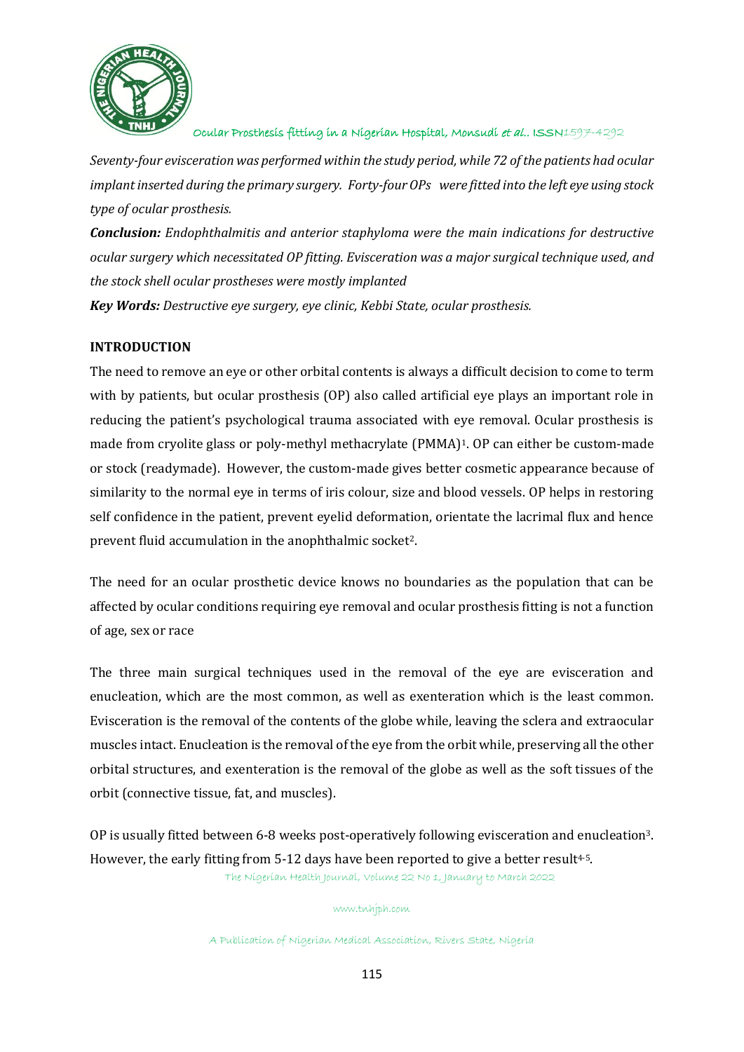*Seventy-four evisceration was performed within the study period, while 72 of the patients had ocular implant inserted during the primary surgery. Forty-four OPs were fitted into the left eye using stock type of ocular prosthesis.*

***Conclusion:*** *Endophthalmitis and anterior staphyloma were the main indications for destructive ocular surgery which necessitated OP fitting. Evisceration was a major surgical technique used, and the stock shell ocular prostheses were mostly implanted*

***Key Words:*** *Destructive eye surgery, eye clinic, Kebbi State, ocular prosthesis.*

## INTRODUCTION

The need to remove an eye or other orbital contents is always a difficult decision to come to term with by patients, but ocular prosthesis (OP) also called artificial eye plays an important role in reducing the patient's psychological trauma associated with eye removal. Ocular prosthesis is made from cryolite glass or poly-methyl methacrylate (PMMA)[1]. OP can either be custom-made or stock (readymade). However, the custom-made gives better cosmetic appearance because of similarity to the normal eye in terms of iris colour, size and blood vessels. OP helps in restoring self confidence in the patient, prevent eyelid deformation, orientate the lacrimal flux and hence prevent fluid accumulation in the anophthalmic socket[2].

The need for an ocular prosthetic device knows no boundaries as the population that can be affected by ocular conditions requiring eye removal and ocular prosthesis fitting is not a function of age, sex or race

The three main surgical techniques used in the removal of the eye are evisceration and enucleation, which are the most common, as well as exenteration which is the least common. Evisceration is the removal of the contents of the globe while, leaving the sclera and extraocular muscles intact. Enucleation is the removal of the eye from the orbit while, preserving all the other orbital structures, and exenteration is the removal of the globe as well as the soft tissues of the orbit (connective tissue, fat, and muscles).

OP is usually fitted between 6-8 weeks post-operatively following evisceration and enucleation[3]. However, the early fitting from 5-12 days have been reported to give a better result[4-5].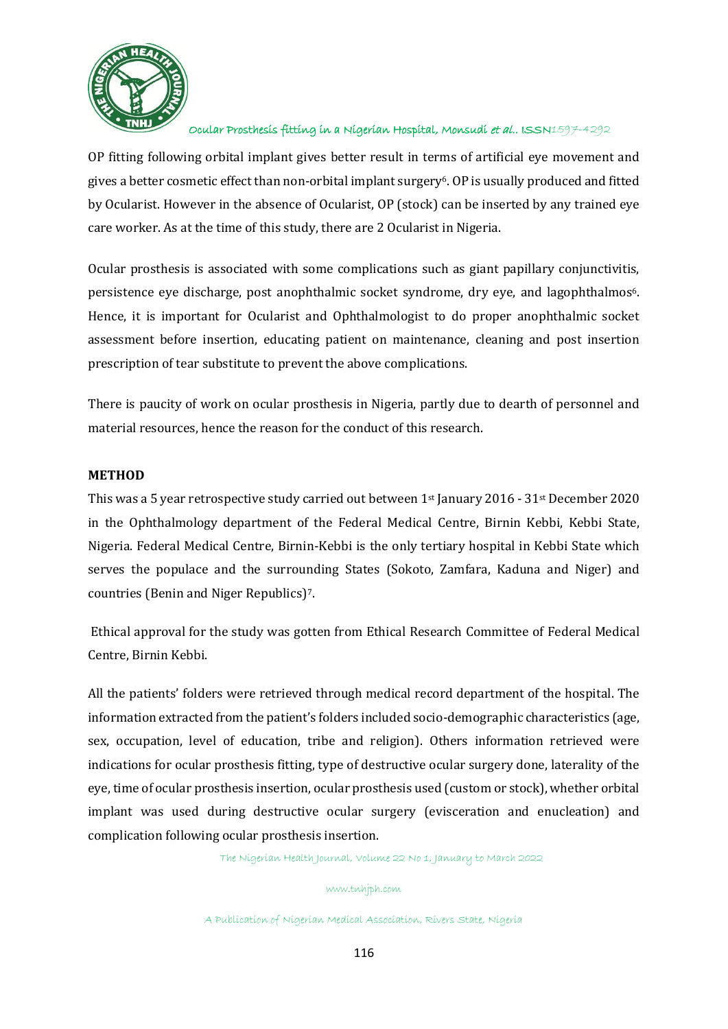OP fitting following orbital implant gives better result in terms of artificial eye movement and gives a better cosmetic effect than non-orbital implant surgery[6]. OP is usually produced and fitted by Ocularist. However in the absence of Ocularist, OP (stock) can be inserted by any trained eye care worker. As at the time of this study, there are 2 Ocularist in Nigeria.

Ocular prosthesis is associated with some complications such as giant papillary conjunctivitis, persistence eye discharge, post anophthalmic socket syndrome, dry eye, and lagophthalmos[6]. Hence, it is important for Ocularist and Ophthalmologist to do proper anophthalmic socket assessment before insertion, educating patient on maintenance, cleaning and post insertion prescription of tear substitute to prevent the above complications.

There is paucity of work on ocular prosthesis in Nigeria, partly due to dearth of personnel and material resources, hence the reason for the conduct of this research.

**METHOD**

This was a 5 year retrospective study carried out between 1st January 2016 - 31st December 2020 in the Ophthalmology department of the Federal Medical Centre, Birnin Kebbi, Kebbi State, Nigeria. Federal Medical Centre, Birnin-Kebbi is the only tertiary hospital in Kebbi State which serves the populace and the surrounding States (Sokoto, Zamfara, Kaduna and Niger) and countries (Benin and Niger Republics)[7].

Ethical approval for the study was gotten from Ethical Research Committee of Federal Medical Centre, Birnin Kebbi.

All the patients' folders were retrieved through medical record department of the hospital. The information extracted from the patient's folders included socio-demographic characteristics (age, sex, occupation, level of education, tribe and religion). Others information retrieved were indications for ocular prosthesis fitting, type of destructive ocular surgery done, laterality of the eye, time of ocular prosthesis insertion, ocular prosthesis used (custom or stock), whether orbital implant was used during destructive ocular surgery (evisceration and enucleation) and complication following ocular prosthesis insertion.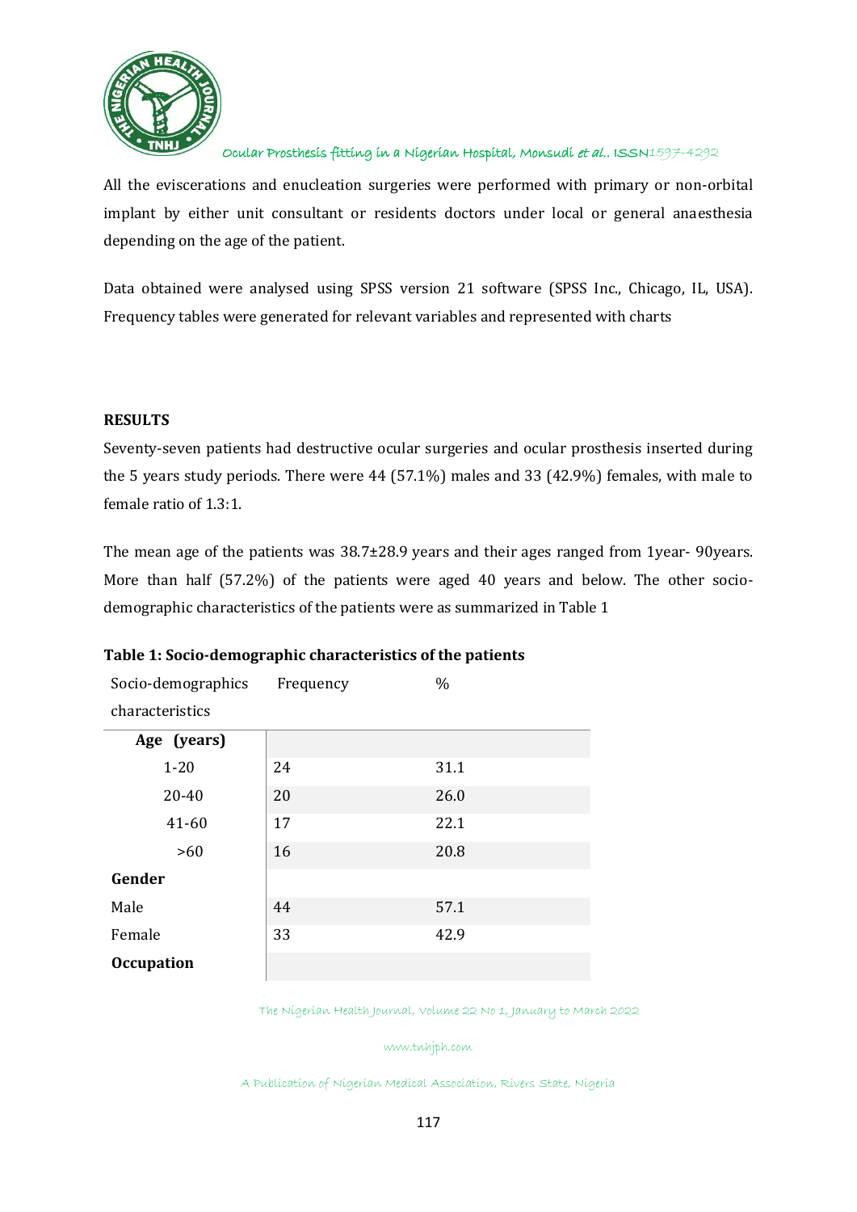All the eviscerations and enucleation surgeries were performed with primary or non-orbital implant by either unit consultant or residents doctors under local or general anaesthesia depending on the age of the patient.

Data obtained were analysed using SPSS version 21 software (SPSS Inc., Chicago, IL, USA). Frequency tables were generated for relevant variables and represented with charts

## RESULTS

Seventy-seven patients had destructive ocular surgeries and ocular prosthesis inserted during the 5 years study periods. There were 44 (57.1%) males and 33 (42.9%) females, with male to female ratio of 1.3:1.

The mean age of the patients was 38.7±28.9 years and their ages ranged from 1year- 90years. More than half (57.2%) of the patients were aged 40 years and below. The other socio-demographic characteristics of the patients were as summarized in Table 1

**Table 1: Socio-demographic characteristics of the patients**

| Socio-demographics characteristics | Frequency | % |
|---|---|---|
| **Age (years)** | | |
| 1-20 | 24 | 31.1 |
| 20-40 | 20 | 26.0 |
| 41-60 | 17 | 22.1 |
| >60 | 16 | 20.8 |
| **Gender** | | |
| Male | 44 | 57.1 |
| Female | 33 | 42.9 |
| **Occupation** | | |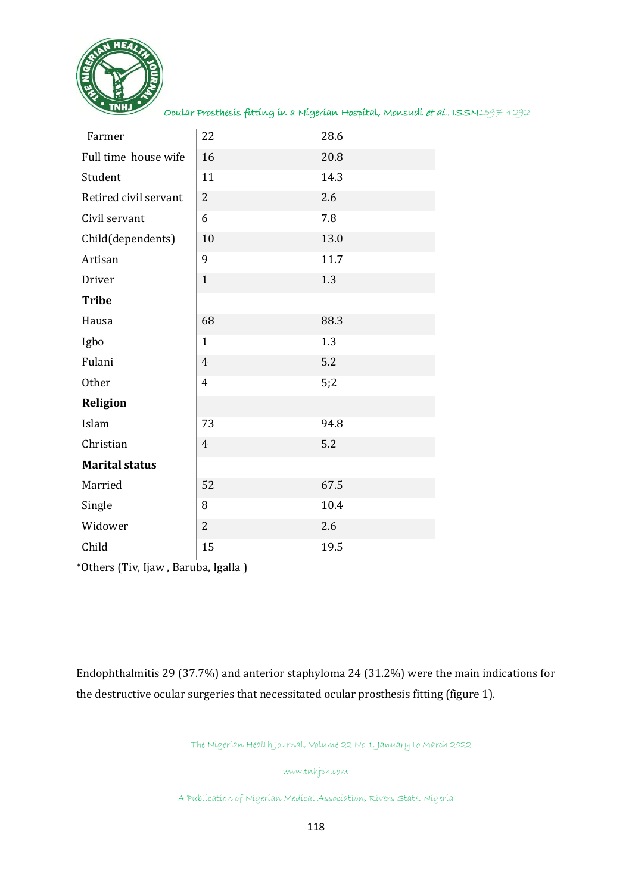| | | |
|---|---|---|
| Farmer | 22 | 28.6 |
| Full time house wife | 16 | 20.8 |
| Student | 11 | 14.3 |
| Retired civil servant | 2 | 2.6 |
| Civil servant | 6 | 7.8 |
| Child(dependents) | 10 | 13.0 |
| Artisan | 9 | 11.7 |
| Driver | 1 | 1.3 |
| **Tribe** | | |
| Hausa | 68 | 88.3 |
| Igbo | 1 | 1.3 |
| Fulani | 4 | 5.2 |
| Other | 4 | 5;2 |
| **Religion** | | |
| Islam | 73 | 94.8 |
| Christian | 4 | 5.2 |
| **Marital status** | | |
| Married | 52 | 67.5 |
| Single | 8 | 10.4 |
| Widower | 2 | 2.6 |
| Child | 15 | 19.5 |

*Others (Tiv, Ijaw , Baruba, Igalla )

Endophthalmitis 29 (37.7%) and anterior staphyloma 24 (31.2%) were the main indications for the destructive ocular surgeries that necessitated ocular prosthesis fitting (figure 1).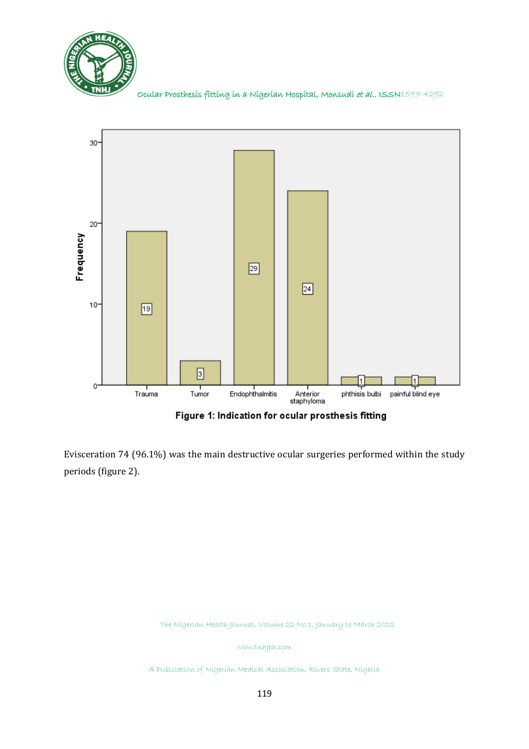Figure 1: Indication for ocular prosthesis fitting

Evisceration 74 (96.1%) was the main destructive ocular surgeries performed within the study periods (figure 2).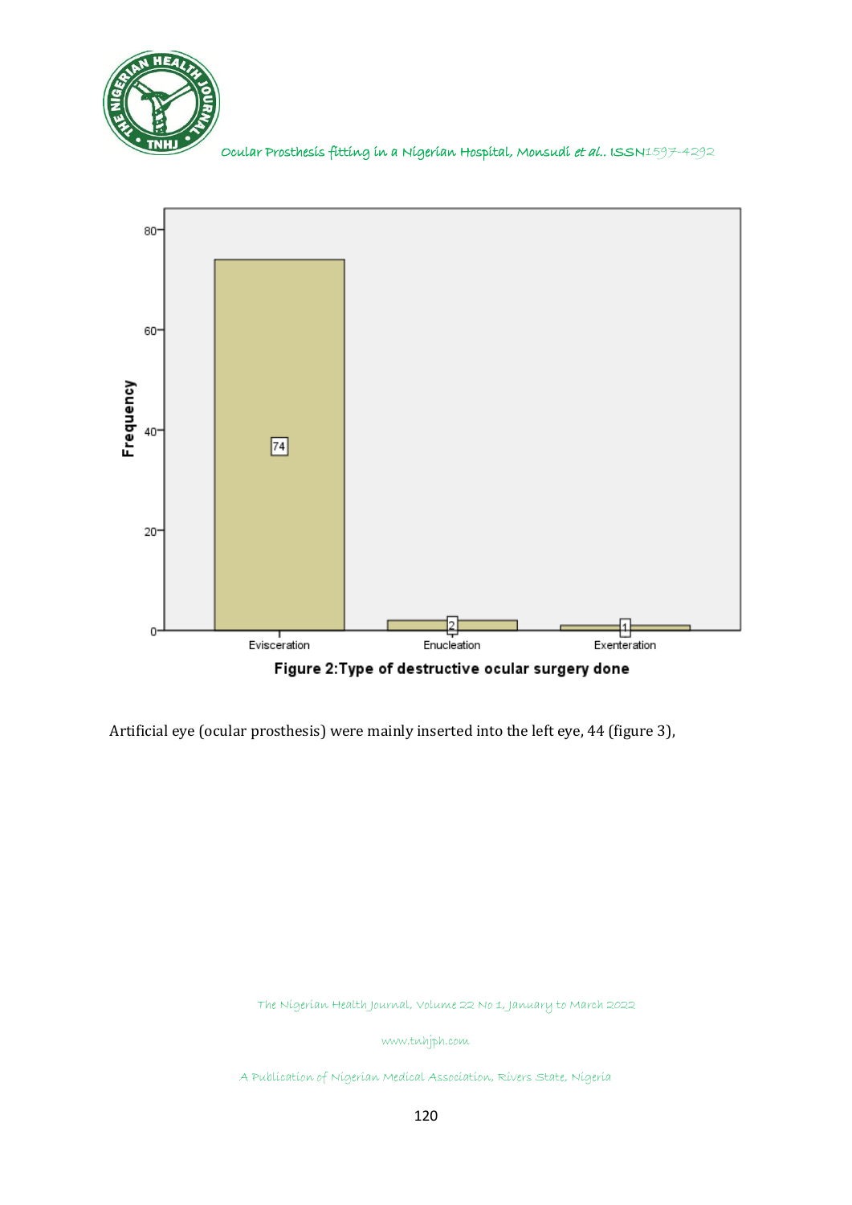Figure 2:Type of destructive ocular surgery done

Artificial eye (ocular prosthesis) were mainly inserted into the left eye, 44 (figure 3),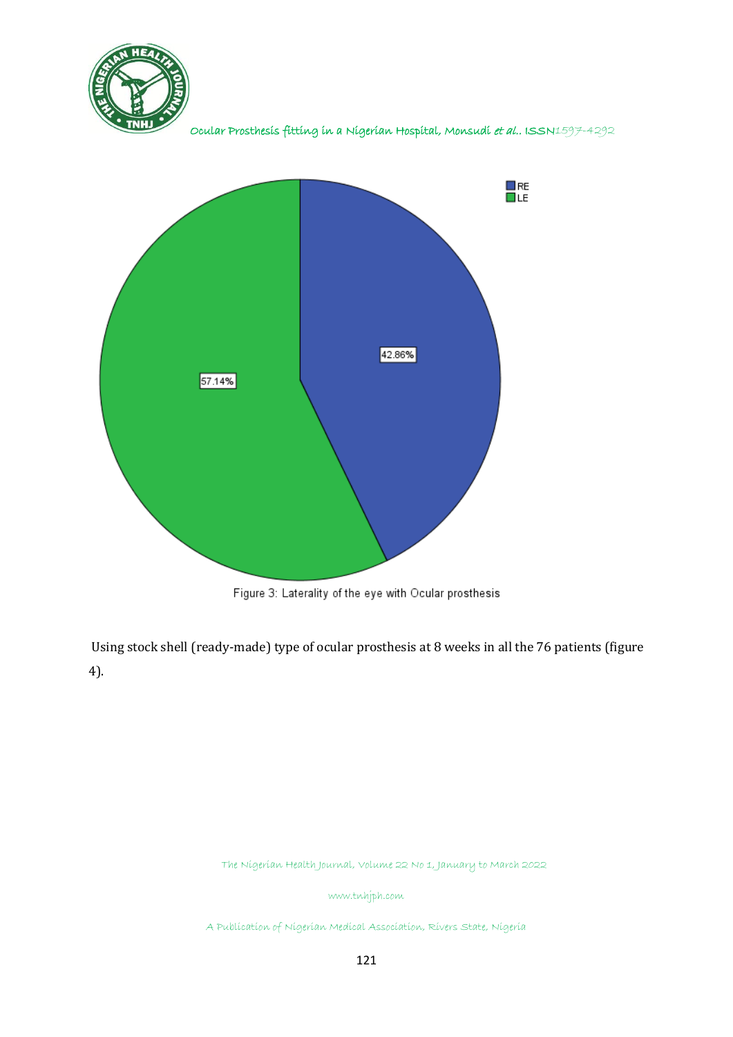Figure 3: Laterality of the eye with Ocular prosthesis

Using stock shell (ready-made) type of ocular prosthesis at 8 weeks in all the 76 patients (figure 4).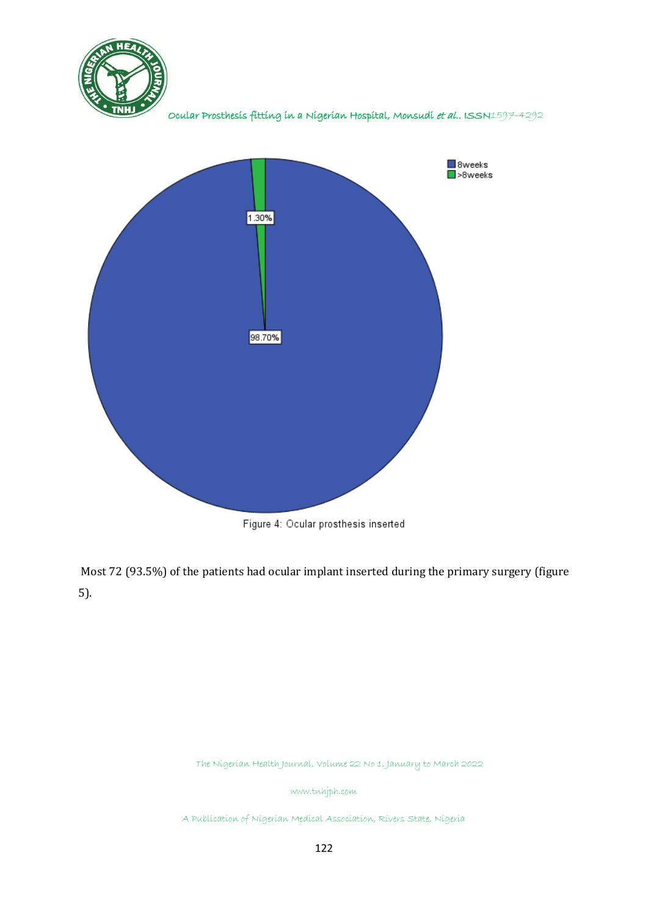Figure 4: Ocular prosthesis inserted

Most 72 (93.5%) of the patients had ocular implant inserted during the primary surgery (figure 5).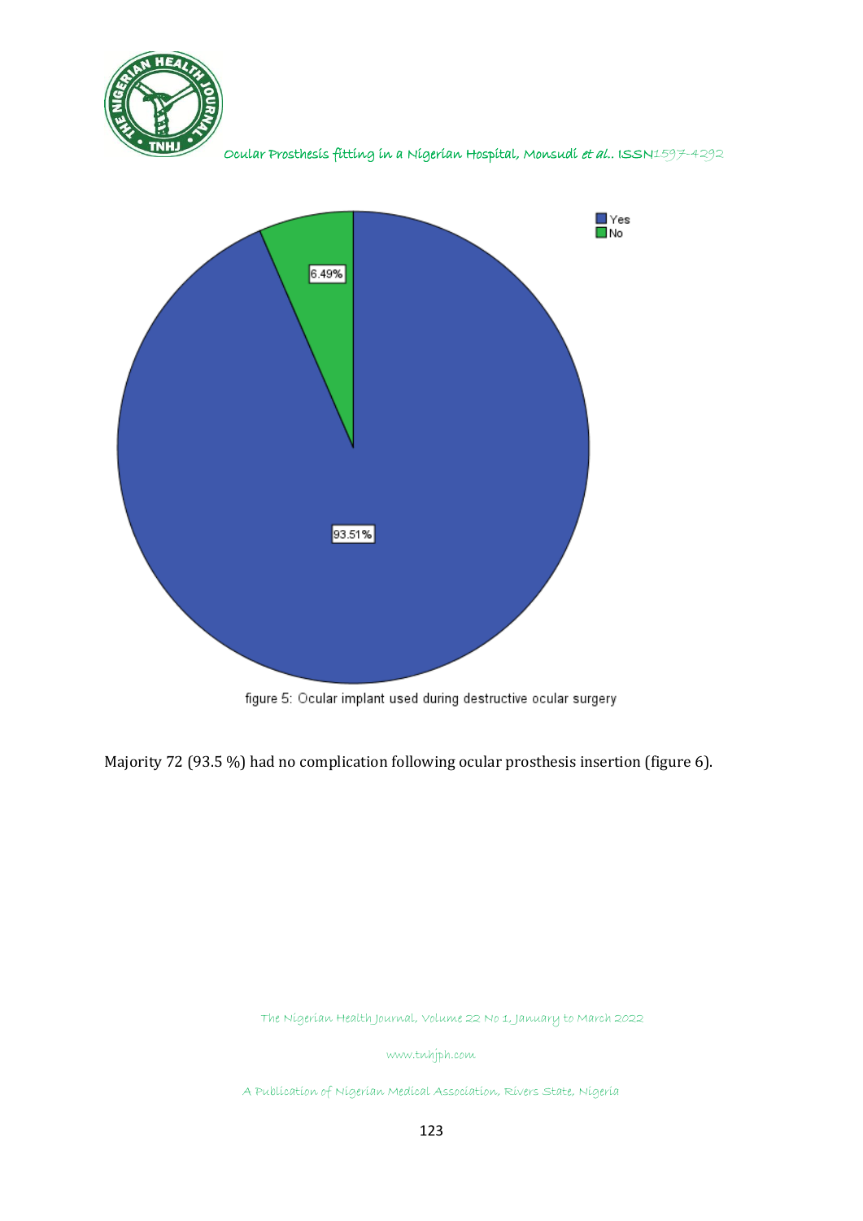figure 5: Ocular implant used during destructive ocular surgery

Majority 72 (93.5 %) had no complication following ocular prosthesis insertion (figure 6).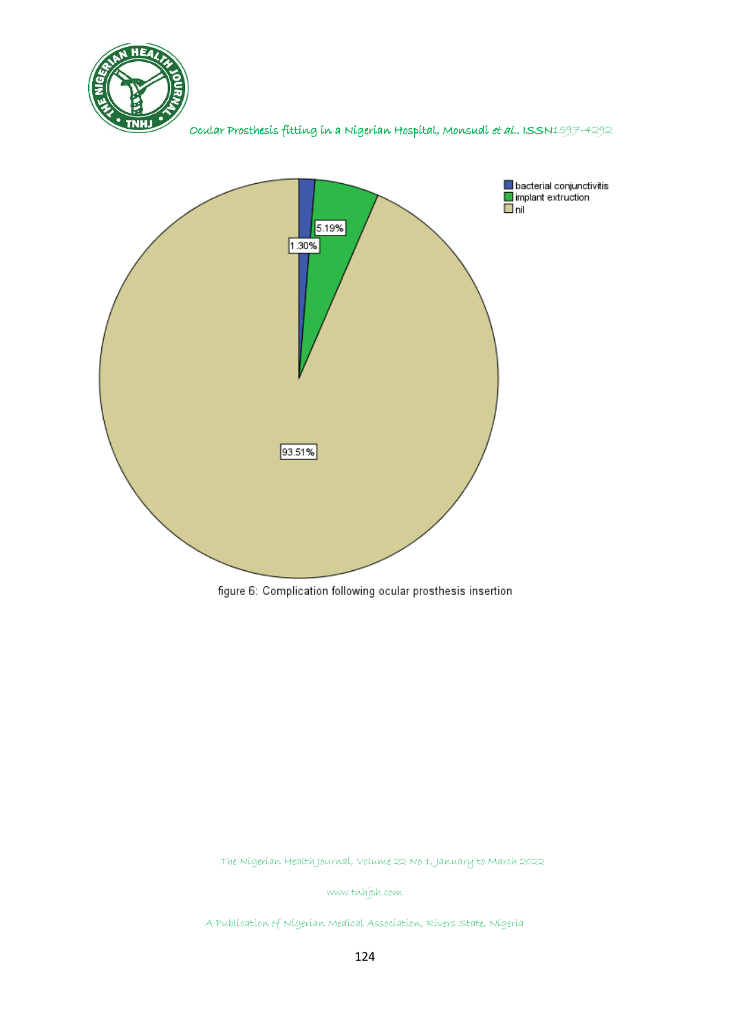figure 6: Complication following ocular prosthesis insertion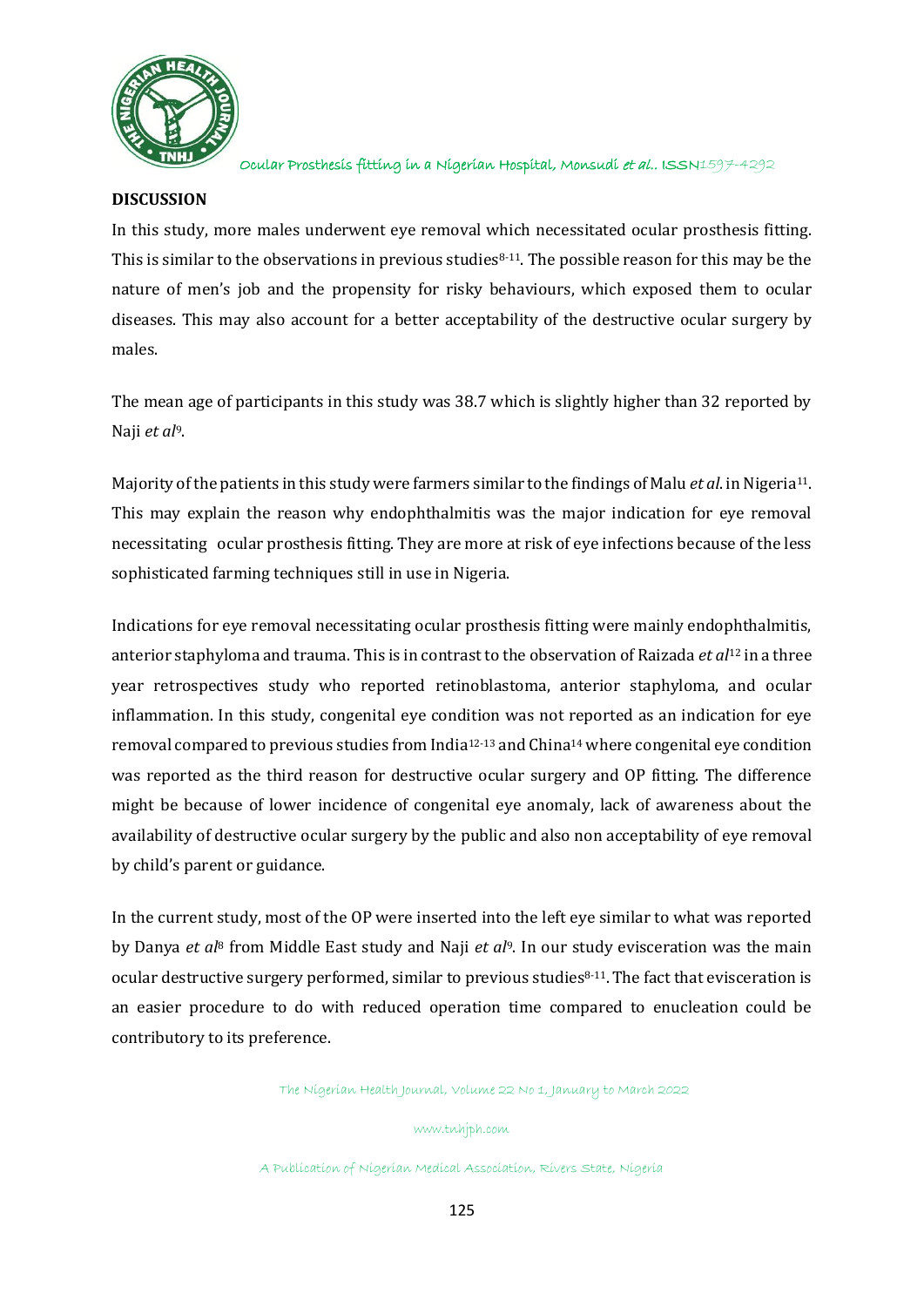**DISCUSSION**

In this study, more males underwent eye removal which necessitated ocular prosthesis fitting. This is similar to the observations in previous studies[8-11]. The possible reason for this may be the nature of men's job and the propensity for risky behaviours, which exposed them to ocular diseases. This may also account for a better acceptability of the destructive ocular surgery by males.

The mean age of participants in this study was 38.7 which is slightly higher than 32 reported by Naji *et al*[9].

Majority of the patients in this study were farmers similar to the findings of Malu *et al.* in Nigeria[11]. This may explain the reason why endophthalmitis was the major indication for eye removal necessitating ocular prosthesis fitting. They are more at risk of eye infections because of the less sophisticated farming techniques still in use in Nigeria.

Indications for eye removal necessitating ocular prosthesis fitting were mainly endophthalmitis, anterior staphyloma and trauma. This is in contrast to the observation of Raizada *et al*[12] in a three year retrospectives study who reported retinoblastoma, anterior staphyloma, and ocular inflammation. In this study, congenital eye condition was not reported as an indication for eye removal compared to previous studies from India[12-13] and China[14] where congenital eye condition was reported as the third reason for destructive ocular surgery and OP fitting. The difference might be because of lower incidence of congenital eye anomaly, lack of awareness about the availability of destructive ocular surgery by the public and also non acceptability of eye removal by child's parent or guidance.

In the current study, most of the OP were inserted into the left eye similar to what was reported by Danya *et al*[8] from Middle East study and Naji *et al*[9]. In our study evisceration was the main ocular destructive surgery performed, similar to previous studies[8-11]. The fact that evisceration is an easier procedure to do with reduced operation time compared to enucleation could be contributory to its preference.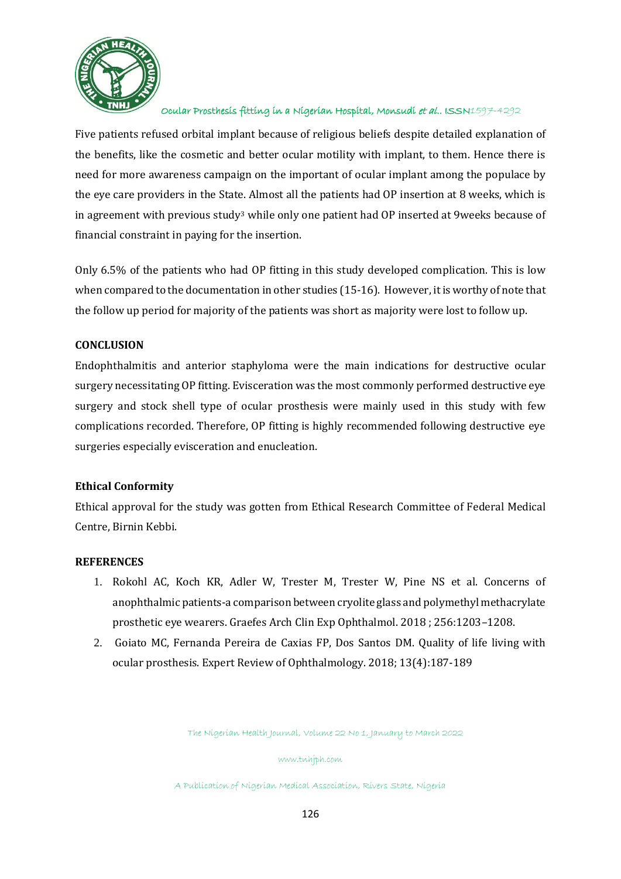Five patients refused orbital implant because of religious beliefs despite detailed explanation of the benefits, like the cosmetic and better ocular motility with implant, to them. Hence there is need for more awareness campaign on the important of ocular implant among the populace by the eye care providers in the State. Almost all the patients had OP insertion at 8 weeks, which is in agreement with previous study[3] while only one patient had OP inserted at 9weeks because of financial constraint in paying for the insertion.

Only 6.5% of the patients who had OP fitting in this study developed complication. This is low when compared to the documentation in other studies (15-16). However, it is worthy of note that the follow up period for majority of the patients was short as majority were lost to follow up.

## CONCLUSION

Endophthalmitis and anterior staphyloma were the main indications for destructive ocular surgery necessitating OP fitting. Evisceration was the most commonly performed destructive eye surgery and stock shell type of ocular prosthesis were mainly used in this study with few complications recorded. Therefore, OP fitting is highly recommended following destructive eye surgeries especially evisceration and enucleation.

## Ethical Conformity

Ethical approval for the study was gotten from Ethical Research Committee of Federal Medical Centre, Birnin Kebbi.

## REFERENCES

1. Rokohl AC, Koch KR, Adler W, Trester M, Trester W, Pine NS et al. Concerns of anophthalmic patients-a comparison between cryolite glass and polymethyl methacrylate prosthetic eye wearers. Graefes Arch Clin Exp Ophthalmol. 2018 ; 256:1203–1208.
2. Goiato MC, Fernanda Pereira de Caxias FP, Dos Santos DM. Quality of life living with ocular prosthesis. Expert Review of Ophthalmology. 2018; 13(4):187-189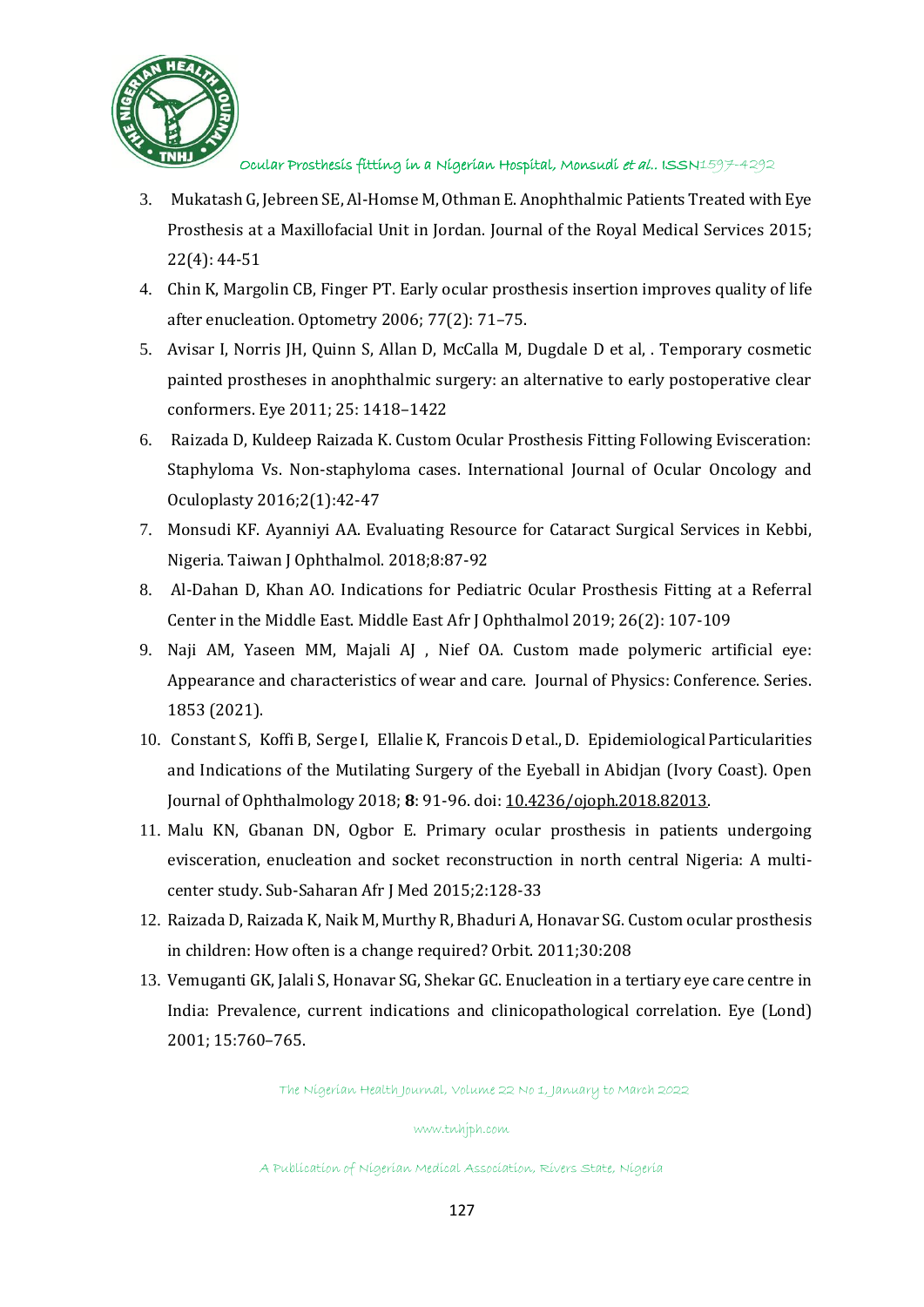3. Mukatash G, Jebreen SE, Al-Homse M, Othman E. Anophthalmic Patients Treated with Eye Prosthesis at a Maxillofacial Unit in Jordan. Journal of the Royal Medical Services 2015; 22(4): 44-51
4. Chin K, Margolin CB, Finger PT. Early ocular prosthesis insertion improves quality of life after enucleation. Optometry 2006; 77(2): 71–75.
5. Avisar I, Norris JH, Quinn S, Allan D, McCalla M, Dugdale D et al, . Temporary cosmetic painted prostheses in anophthalmic surgery: an alternative to early postoperative clear conformers. Eye 2011; 25: 1418–1422
6. Raizada D, Kuldeep Raizada K. Custom Ocular Prosthesis Fitting Following Evisceration: Staphyloma Vs. Non-staphyloma cases. International Journal of Ocular Oncology and Oculoplasty 2016;2(1):42-47
7. Monsudi KF. Ayanniyi AA. Evaluating Resource for Cataract Surgical Services in Kebbi, Nigeria. Taiwan J Ophthalmol. 2018;8:87-92
8. Al-Dahan D, Khan AO. Indications for Pediatric Ocular Prosthesis Fitting at a Referral Center in the Middle East. Middle East Afr J Ophthalmol 2019; 26(2): 107-109
9. Naji AM, Yaseen MM, Majali AJ , Nief OA. Custom made polymeric artificial eye: Appearance and characteristics of wear and care. Journal of Physics: Conference. Series. 1853 (2021).
10. Constant S, Koffi B, Serge I, Ellalie K, Francois D et al., D. Epidemiological Particularities and Indications of the Mutilating Surgery of the Eyeball in Abidjan (Ivory Coast). Open Journal of Ophthalmology 2018; **8**: 91-96. doi: 10.4236/ojoph.2018.82013.
11. Malu KN, Gbanan DN, Ogbor E. Primary ocular prosthesis in patients undergoing evisceration, enucleation and socket reconstruction in north central Nigeria: A multi-center study. Sub-Saharan Afr J Med 2015;2:128-33
12. Raizada D, Raizada K, Naik M, Murthy R, Bhaduri A, Honavar SG. Custom ocular prosthesis in children: How often is a change required? Orbit. 2011;30:208
13. Vemuganti GK, Jalali S, Honavar SG, Shekar GC. Enucleation in a tertiary eye care centre in India: Prevalence, current indications and clinicopathological correlation. Eye (Lond) 2001; 15:760–765.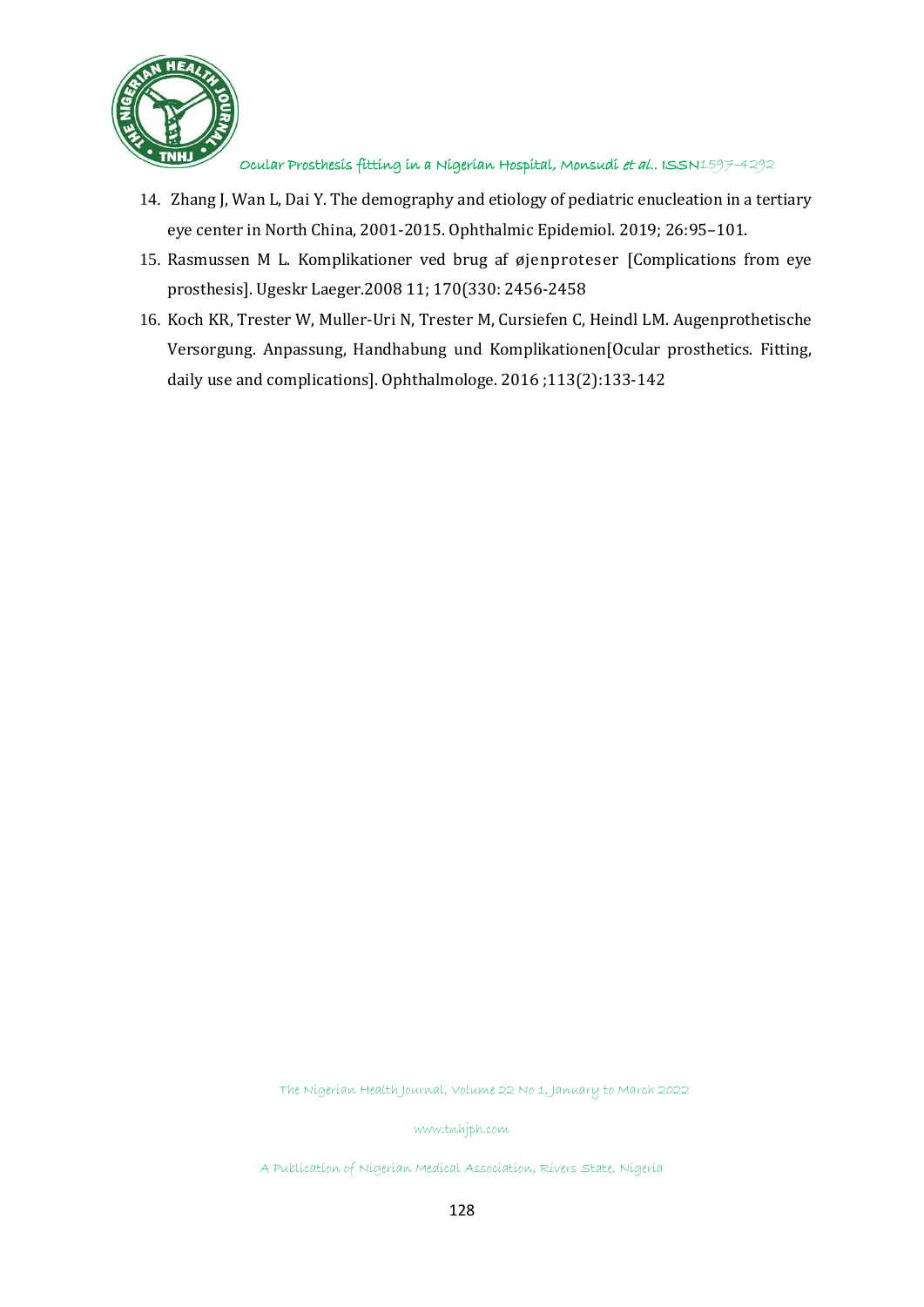14. Zhang J, Wan L, Dai Y. The demography and etiology of pediatric enucleation in a tertiary eye center in North China, 2001-2015. Ophthalmic Epidemiol. 2019; 26:95–101.
15. Rasmussen M L. Komplikationer ved brug af øjenproteser [Complications from eye prosthesis]. Ugeskr Laeger.2008 11; 170(330: 2456-2458
16. Koch KR, Trester W, Muller-Uri N, Trester M, Cursiefen C, Heindl LM. Augenprothetische Versorgung. Anpassung, Handhabung und Komplikationen[Ocular prosthetics. Fitting, daily use and complications]. Ophthalmologe. 2016 ;113(2):133-142